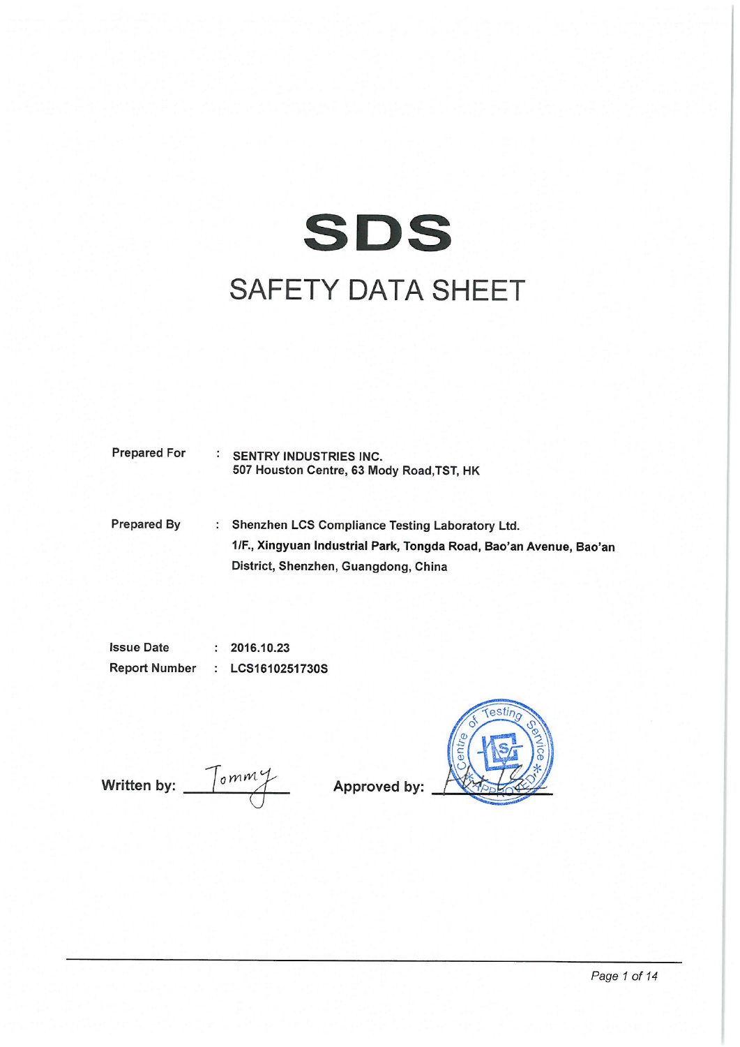# SDS

## SAFETY DATA SHEET

**Prepared For** : **SENTRY INDUSTRIES INC.**
**507 Houston Centre, 63 Mody Road,TST, HK**

**Prepared By** : **Shenzhen LCS Compliance Testing Laboratory Ltd.**
**1/F., Xingyuan Industrial Park, Tongda Road, Bao'an Avenue, Bao'an District, Shenzhen, Guangdong, China**

**Issue Date** : **2016.10.23**
**Report Number** : **LCS1610251730S**

**Written by:** Tommy

**Approved by:**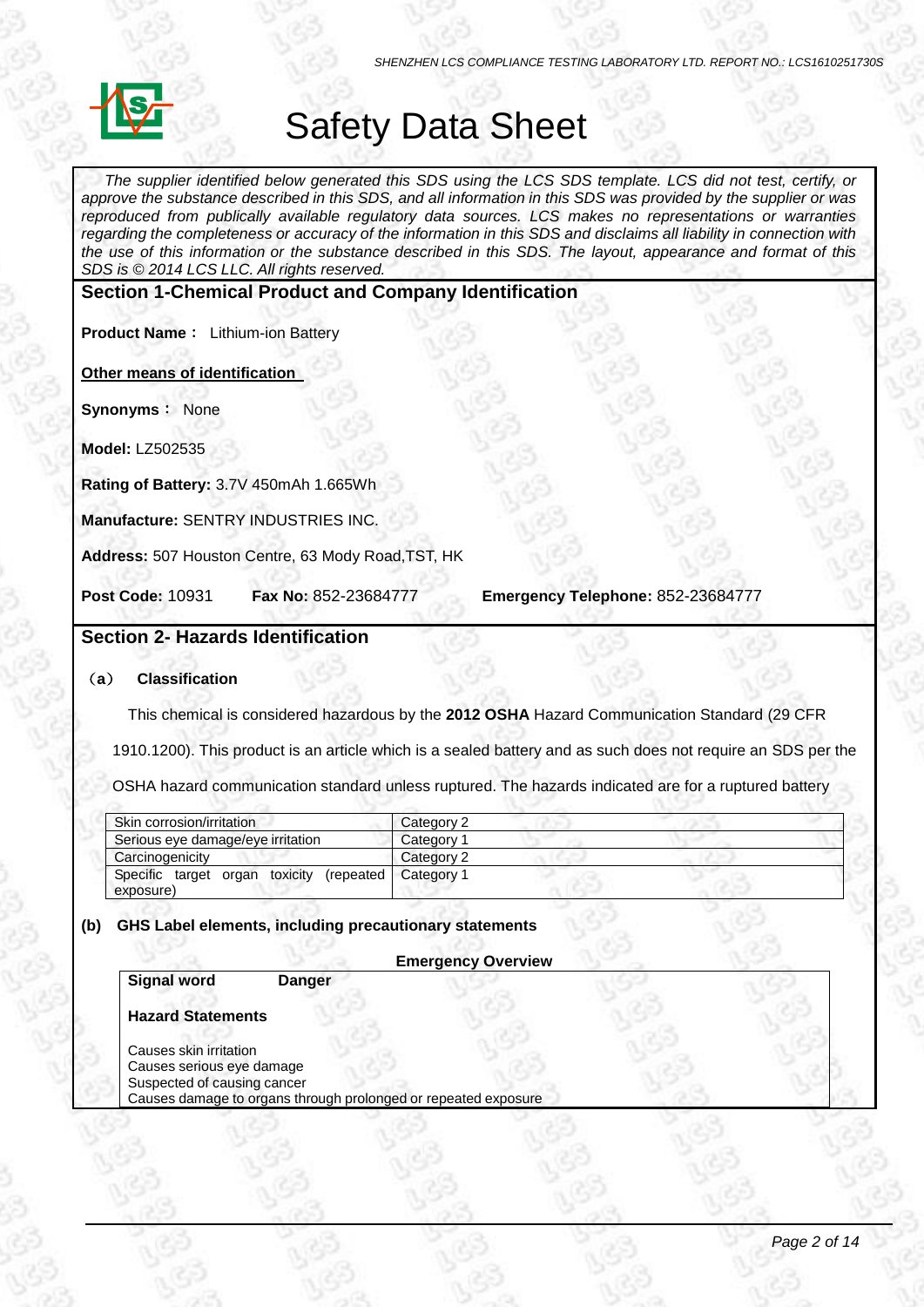# Safety Data Sheet

*The supplier identified below generated this SDS using the LCS SDS template. LCS did not test, certify, or approve the substance described in this SDS, and all information in this SDS was provided by the supplier or was reproduced from publically available regulatory data sources. LCS makes no representations or warranties regarding the completeness or accuracy of the information in this SDS and disclaims all liability in connection with the use of this information or the substance described in this SDS. The layout, appearance and format of this SDS is © 2014 LCS LLC. All rights reserved.*

## Section 1-Chemical Product and Company Identification

**Product Name：** Lithium-ion Battery

**Other means of identification**

**Synonyms：** None

**Model:** LZ502535

**Rating of Battery:** 3.7V 450mAh 1.665Wh

**Manufacture:** SENTRY INDUSTRIES INC.

**Address:** 507 Houston Centre, 63 Mody Road,TST, HK

**Post Code:** 10931 **Fax No:** 852-23684777 **Emergency Telephone:** 852-23684777

## Section 2- Hazards Identification

### （a） Classification

This chemical is considered hazardous by the **2012 OSHA** Hazard Communication Standard (29 CFR 1910.1200). This product is an article which is a sealed battery and as such does not require an SDS per the OSHA hazard communication standard unless ruptured. The hazards indicated are for a ruptured battery

| Skin corrosion/irritation | Category 2 |
|---|---|
| Serious eye damage/eye irritation | Category 1 |
| Carcinogenicity | Category 2 |
| Specific target organ toxicity (repeated exposure) | Category 1 |

### (b) GHS Label elements, including precautionary statements

**Emergency Overview**

**Signal word** **Danger**

**Hazard Statements**

Causes skin irritation
Causes serious eye damage
Suspected of causing cancer
Causes damage to organs through prolonged or repeated exposure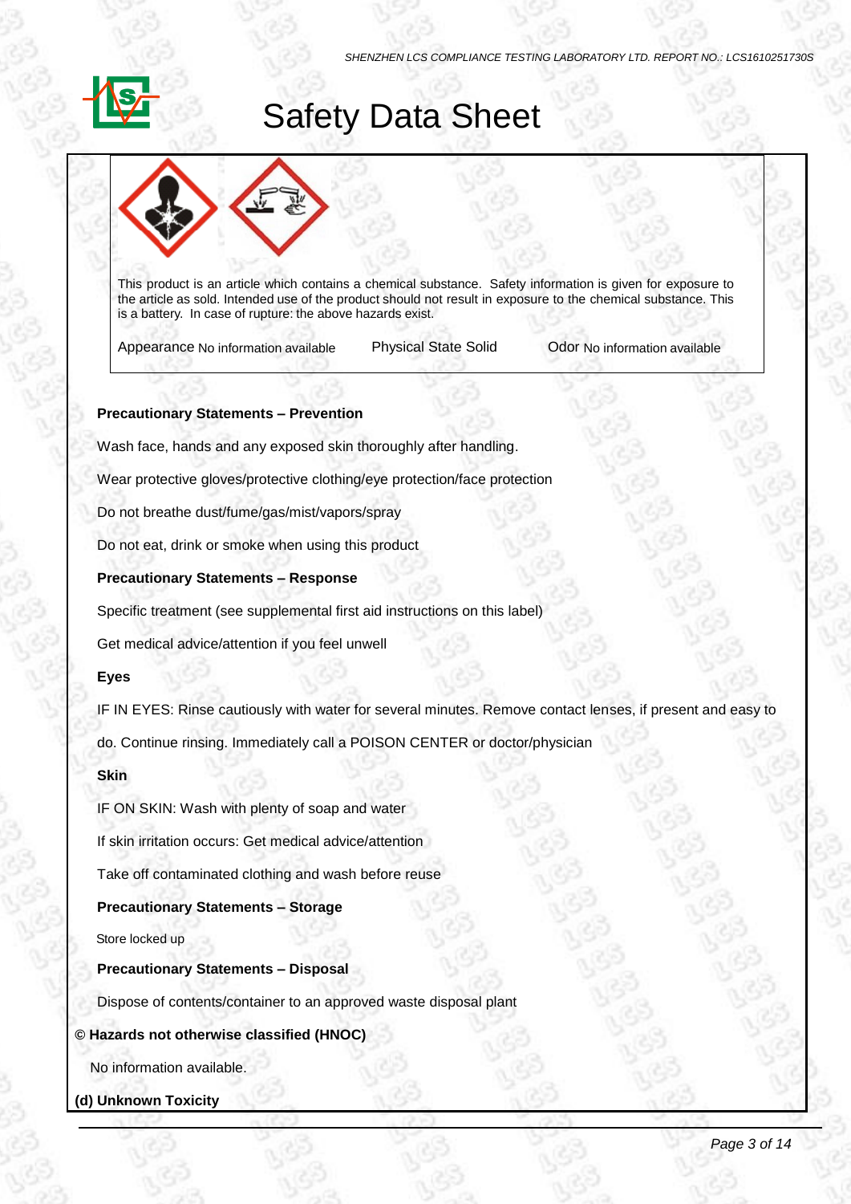# Safety Data Sheet

This product is an article which contains a chemical substance. Safety information is given for exposure to the article as sold. Intended use of the product should not result in exposure to the chemical substance. This is a battery. In case of rupture: the above hazards exist.

Appearance No information available | Physical State Solid | Odor No information available

**Precautionary Statements – Prevention**

Wash face, hands and any exposed skin thoroughly after handling.

Wear protective gloves/protective clothing/eye protection/face protection

Do not breathe dust/fume/gas/mist/vapors/spray

Do not eat, drink or smoke when using this product

**Precautionary Statements – Response**

Specific treatment (see supplemental first aid instructions on this label)

Get medical advice/attention if you feel unwell

**Eyes**

IF IN EYES: Rinse cautiously with water for several minutes. Remove contact lenses, if present and easy to do. Continue rinsing. Immediately call a POISON CENTER or doctor/physician

**Skin**

IF ON SKIN: Wash with plenty of soap and water

If skin irritation occurs: Get medical advice/attention

Take off contaminated clothing and wash before reuse

**Precautionary Statements – Storage**

Store locked up

**Precautionary Statements – Disposal**

Dispose of contents/container to an approved waste disposal plant

**© Hazards not otherwise classified (HNOC)**

No information available.

**(d) Unknown Toxicity**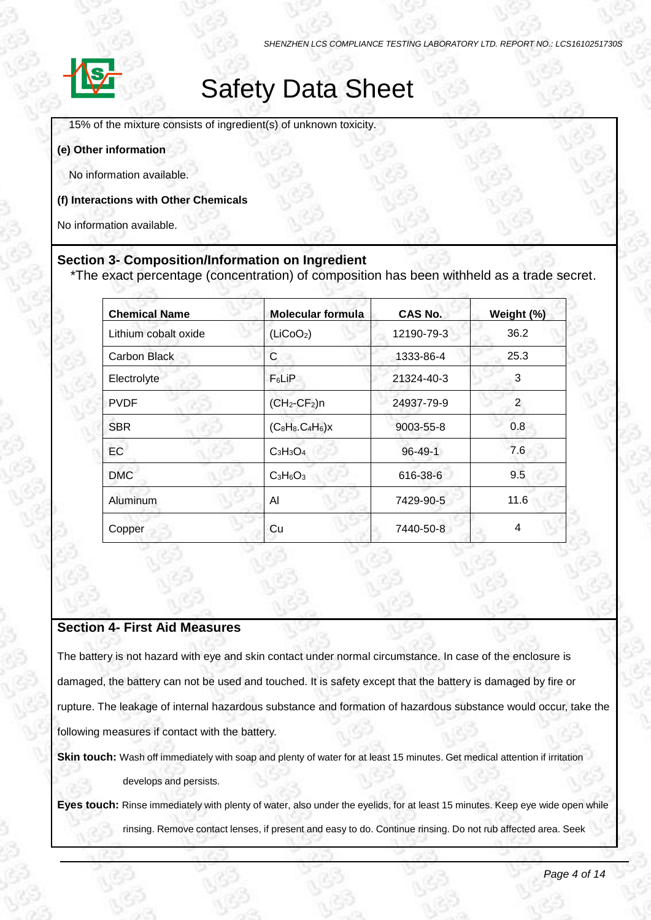15% of the mixture consists of ingredient(s) of unknown toxicity.

**(e) Other information**

No information available.

**(f) Interactions with Other Chemicals**

No information available.

## Section 3- Composition/Information on Ingredient

*The exact percentage (concentration) of composition has been withheld as a trade secret.

| Chemical Name | Molecular formula | CAS No. | Weight (%) |
|---|---|---|---|
| Lithium cobalt oxide | ($LiCoO_2$) | 12190-79-3 | 36.2 |
| Carbon Black | C | 1333-86-4 | 25.3 |
| Electrolyte | $F_6LiP$ | 21324-40-3 | 3 |
| PVDF | $(CH_2\text{-}CF_2)n$ | 24937-79-9 | 2 |
| SBR | $(C_8H_8.C_4H_6)x$ | 9003-55-8 | 0.8 |
| EC | $C_3H_3O_4$ | 96-49-1 | 7.6 |
| DMC | $C_3H_6O_3$ | 616-38-6 | 9.5 |
| Aluminum | Al | 7429-90-5 | 11.6 |
| Copper | Cu | 7440-50-8 | 4 |

## Section 4- First Aid Measures

The battery is not hazard with eye and skin contact under normal circumstance. In case of the enclosure is damaged, the battery can not be used and touched. It is safety except that the battery is damaged by fire or rupture. The leakage of internal hazardous substance and formation of hazardous substance would occur, take the following measures if contact with the battery.

**Skin touch:** Wash off immediately with soap and plenty of water for at least 15 minutes. Get medical attention if irritation develops and persists.

**Eyes touch:** Rinse immediately with plenty of water, also under the eyelids, for at least 15 minutes. Keep eye wide open while rinsing. Remove contact lenses, if present and easy to do. Continue rinsing. Do not rub affected area. Seek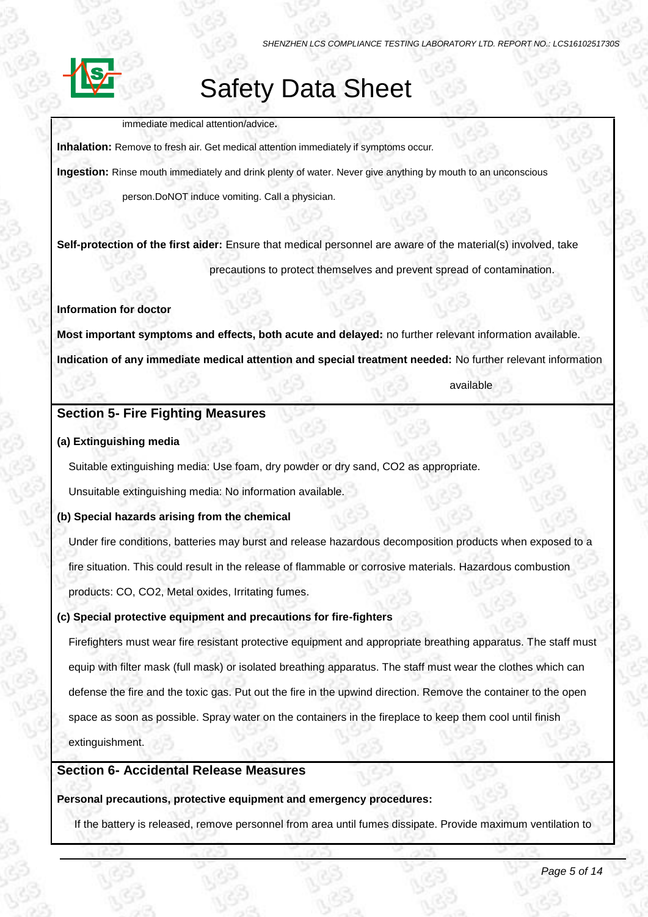immediate medical attention/advice**.**

**Inhalation:** Remove to fresh air. Get medical attention immediately if symptoms occur.

**Ingestion:** Rinse mouth immediately and drink plenty of water. Never give anything by mouth to an unconscious person.DoNOT induce vomiting. Call a physician.

**Self-protection of the first aider:** Ensure that medical personnel are aware of the material(s) involved, take precautions to protect themselves and prevent spread of contamination.

**Information for doctor**

**Most important symptoms and effects, both acute and delayed:** no further relevant information available.

**Indication of any immediate medical attention and special treatment needed:** No further relevant information available

## Section 5- Fire Fighting Measures

**(a) Extinguishing media**

Suitable extinguishing media: Use foam, dry powder or dry sand, $CO_2$ as appropriate.

Unsuitable extinguishing media: No information available.

**(b) Special hazards arising from the chemical**

Under fire conditions, batteries may burst and release hazardous decomposition products when exposed to a fire situation. This could result in the release of flammable or corrosive materials. Hazardous combustion products: CO, $CO_2$, Metal oxides, Irritating fumes.

**(c) Special protective equipment and precautions for fire-fighters**

Firefighters must wear fire resistant protective equipment and appropriate breathing apparatus. The staff must equip with filter mask (full mask) or isolated breathing apparatus. The staff must wear the clothes which can defense the fire and the toxic gas. Put out the fire in the upwind direction. Remove the container to the open space as soon as possible. Spray water on the containers in the fireplace to keep them cool until finish extinguishment.

## Section 6- Accidental Release Measures

**Personal precautions, protective equipment and emergency procedures:**

If the battery is released, remove personnel from area until fumes dissipate. Provide maximum ventilation to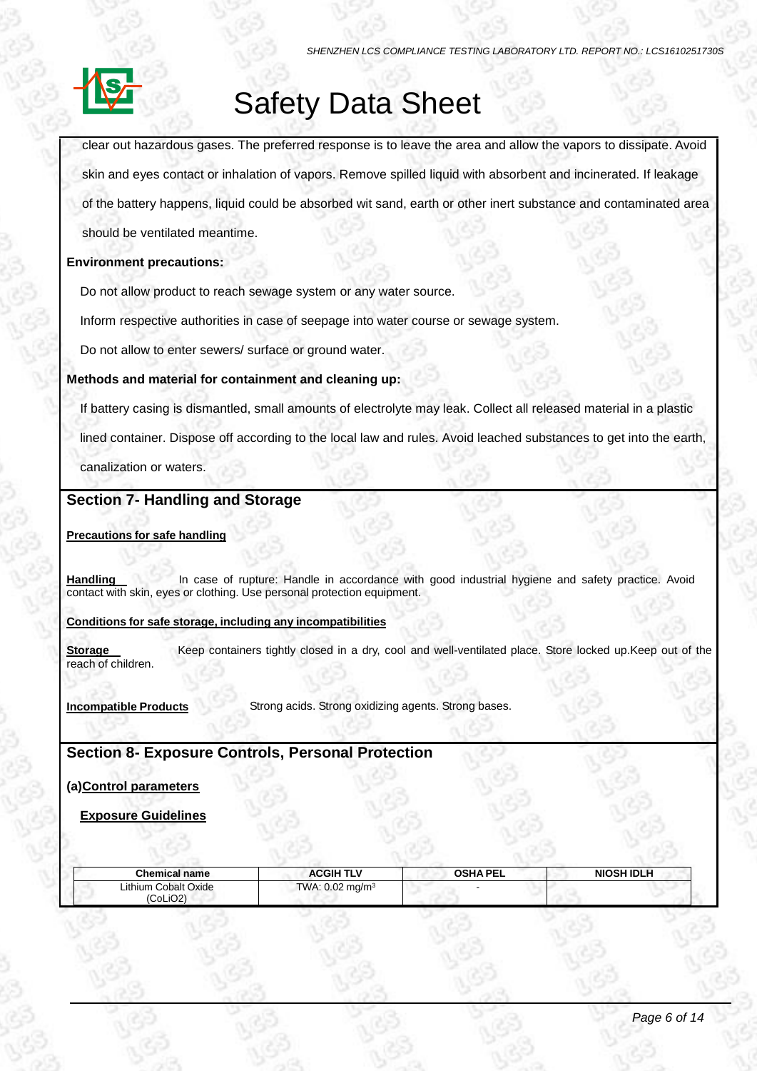clear out hazardous gases. The preferred response is to leave the area and allow the vapors to dissipate. Avoid skin and eyes contact or inhalation of vapors. Remove spilled liquid with absorbent and incinerated. If leakage of the battery happens, liquid could be absorbed wit sand, earth or other inert substance and contaminated area should be ventilated meantime.

**Environment precautions:**

Do not allow product to reach sewage system or any water source.

Inform respective authorities in case of seepage into water course or sewage system.

Do not allow to enter sewers/ surface or ground water.

**Methods and material for containment and cleaning up:**

If battery casing is dismantled, small amounts of electrolyte may leak. Collect all released material in a plastic lined container. Dispose off according to the local law and rules. Avoid leached substances to get into the earth, canalization or waters.

## Section 7- Handling and Storage

**Precautions for safe handling**

**Handling** In case of rupture: Handle in accordance with good industrial hygiene and safety practice. Avoid contact with skin, eyes or clothing. Use personal protection equipment.

**Conditions for safe storage, including any incompatibilities**

**Storage** Keep containers tightly closed in a dry, cool and well-ventilated place. Store locked up.Keep out of the reach of children.

**Incompatible Products** Strong acids. Strong oxidizing agents. Strong bases.

## Section 8- Exposure Controls, Personal Protection

**(a)Control parameters**

**Exposure Guidelines**

| Chemical name | ACGIH TLV | OSHA PEL | NIOSH IDLH |
|---|---|---|---|
| Lithium Cobalt Oxide ($CoLiO_2$) | TWA: 0.02 mg/m$^3$ | - | |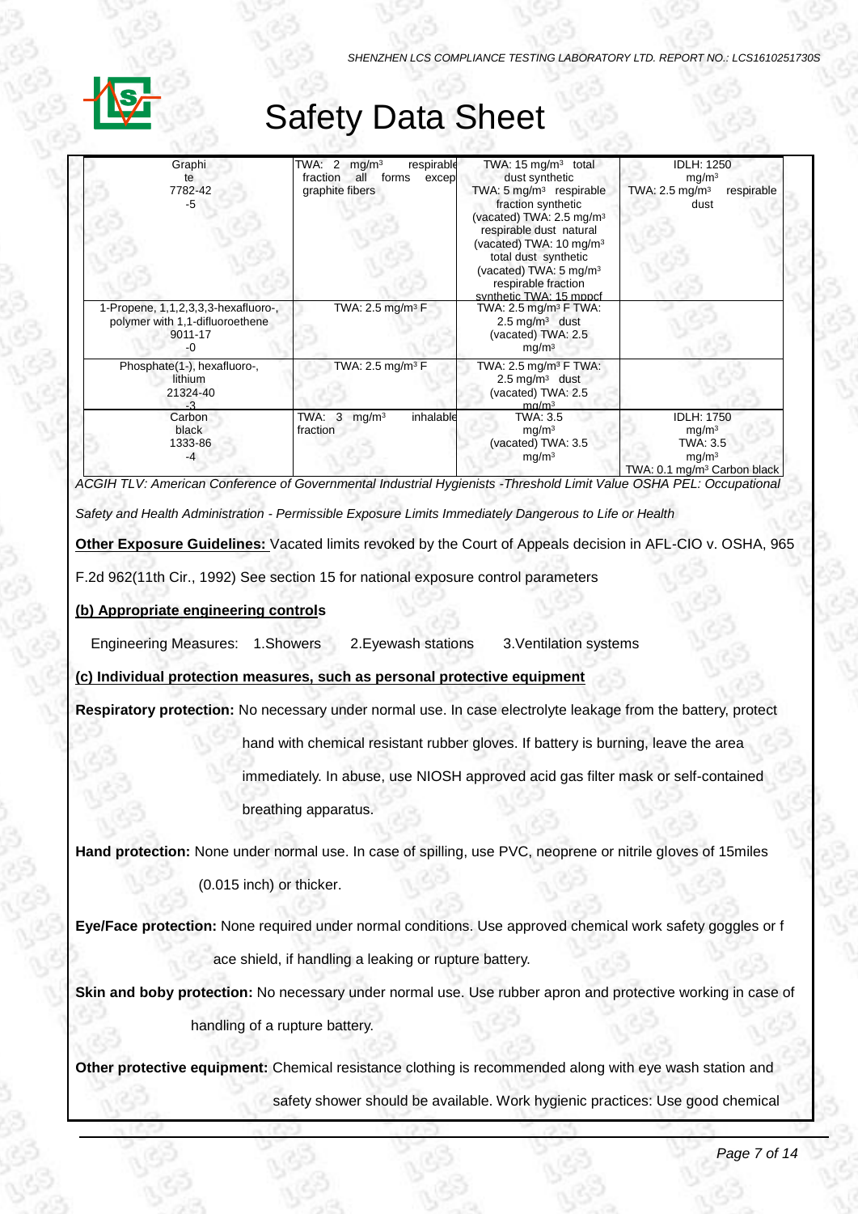# Safety Data Sheet

| | | | |
|---|---|---|---|
| Graphite 7782-42-5 | TWA: 2 mg/m³ respirable fraction all forms excep graphite fibers | TWA: 15 mg/m³ total dust synthetic TWA: 5 mg/m³ respirable fraction synthetic (vacated) TWA: 2.5 mg/m³ respirable dust natural (vacated) TWA: 10 mg/m³ total dust synthetic (vacated) TWA: 5 mg/m³ respirable fraction synthetic TWA: 15 mppcf | IDLH: 1250 mg/m³ TWA: 2.5 mg/m³ respirable dust |
| 1-Propene, 1,1,2,3,3,3-hexafluoro-, polymer with 1,1-difluoroethene 9011-17-0 | TWA: 2.5 mg/m³ F | TWA: 2.5 mg/m³ F TWA: 2.5 mg/m³ dust (vacated) TWA: 2.5 mg/m³ | |
| Phosphate(1-), hexafluoro-, lithium 21324-40-3 | TWA: 2.5 mg/m³ F | TWA: 2.5 mg/m³ F TWA: 2.5 mg/m³ dust (vacated) TWA: 2.5 mg/m³ | |
| Carbon black 1333-86-4 | TWA: 3 mg/m³ inhalable fraction | TWA: 3.5 mg/m³ (vacated) TWA: 3.5 mg/m³ | IDLH: 1750 mg/m³ TWA: 3.5 mg/m³ TWA: 0.1 mg/m³ Carbon black |

*ACGIH TLV: American Conference of Governmental Industrial Hygienists -Threshold Limit Value OSHA PEL: Occupational Safety and Health Administration - Permissible Exposure Limits Immediately Dangerous to Life or Health*

**Other Exposure Guidelines:** Vacated limits revoked by the Court of Appeals decision in AFL-CIO v. OSHA, 965 F.2d 962(11th Cir., 1992) See section 15 for national exposure control parameters

**(b) Appropriate engineering controls**

Engineering Measures: 1.Showers 2.Eyewash stations 3.Ventilation systems

**(c) Individual protection measures, such as personal protective equipment**

**Respiratory protection:** No necessary under normal use. In case electrolyte leakage from the battery, protect hand with chemical resistant rubber gloves. If battery is burning, leave the area immediately. In abuse, use NIOSH approved acid gas filter mask or self-contained breathing apparatus.

**Hand protection:** None under normal use. In case of spilling, use PVC, neoprene or nitrile gloves of 15miles (0.015 inch) or thicker.

**Eye/Face protection:** None required under normal conditions. Use approved chemical work safety goggles or f ace shield, if handling a leaking or rupture battery.

**Skin and boby protection:** No necessary under normal use. Use rubber apron and protective working in case of handling of a rupture battery.

**Other protective equipment:** Chemical resistance clothing is recommended along with eye wash station and safety shower should be available. Work hygienic practices: Use good chemical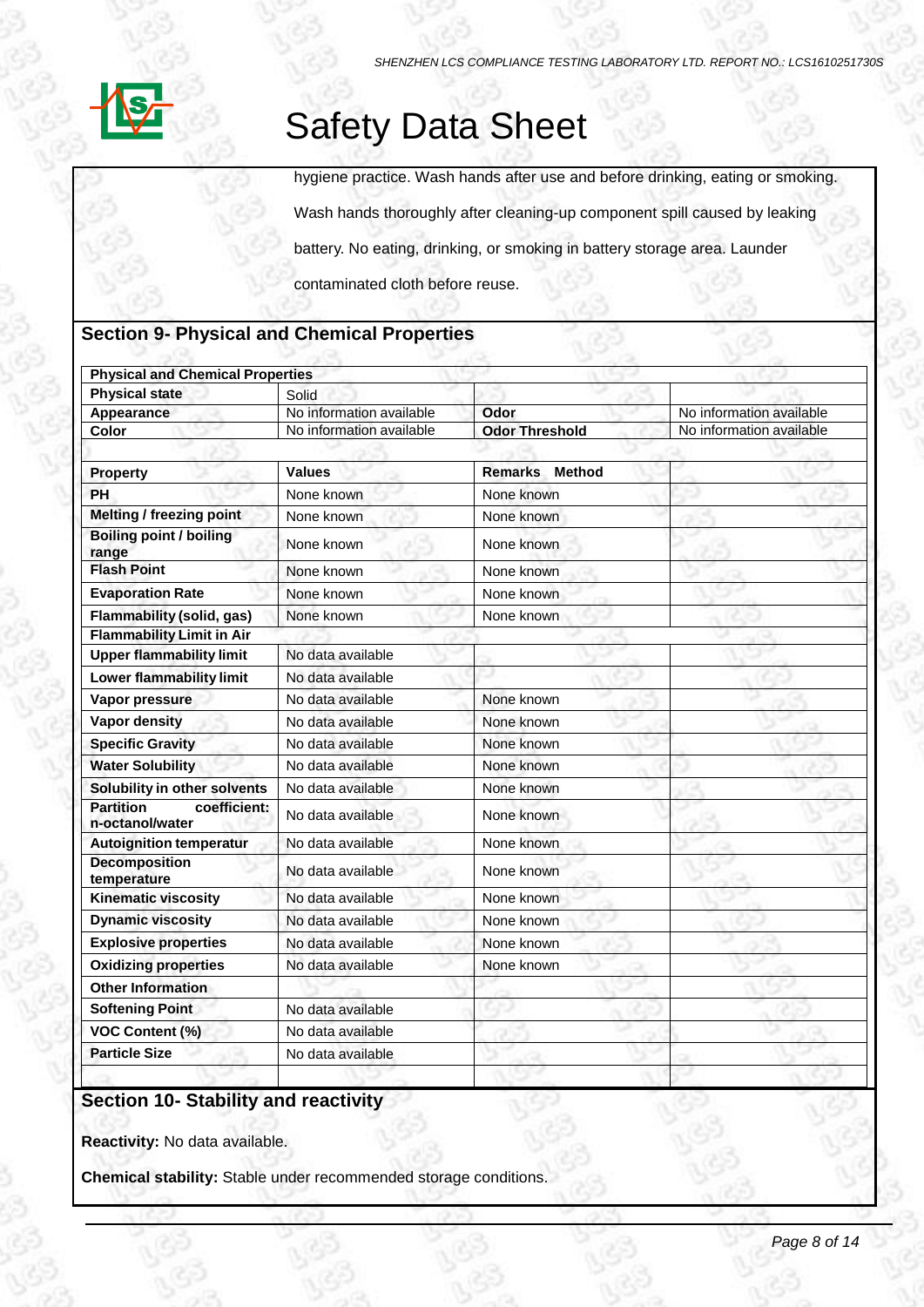hygiene practice. Wash hands after use and before drinking, eating or smoking. Wash hands thoroughly after cleaning-up component spill caused by leaking battery. No eating, drinking, or smoking in battery storage area. Launder contaminated cloth before reuse.

## Section 9- Physical and Chemical Properties

| Physical and Chemical Properties | | | |
|---|---|---|---|
| **Physical state** | Solid | | |
| **Appearance** | No information available | **Odor** | No information available |
| **Color** | No information available | **Odor Threshold** | No information available |
| | | | |
| **Property** | **Values** | **Remarks Method** | |
| **PH** | None known | None known | |
| **Melting / freezing point** | None known | None known | |
| **Boiling point / boiling range** | None known | None known | |
| **Flash Point** | None known | None known | |
| **Evaporation Rate** | None known | None known | |
| **Flammability (solid, gas)** | None known | None known | |
| **Flammability Limit in Air** | | | |
| **Upper flammability limit** | No data available | | |
| **Lower flammability limit** | No data available | | |
| **Vapor pressure** | No data available | None known | |
| **Vapor density** | No data available | None known | |
| **Specific Gravity** | No data available | None known | |
| **Water Solubility** | No data available | None known | |
| **Solubility in other solvents** | No data available | None known | |
| **Partition coefficient: n-octanol/water** | No data available | None known | |
| **Autoignition temperatur** | No data available | None known | |
| **Decomposition temperature** | No data available | None known | |
| **Kinematic viscosity** | No data available | None known | |
| **Dynamic viscosity** | No data available | None known | |
| **Explosive properties** | No data available | None known | |
| **Oxidizing properties** | No data available | None known | |
| **Other Information** | | | |
| **Softening Point** | No data available | | |
| **VOC Content (%)** | No data available | | |
| **Particle Size** | No data available | | |
| | | | |

## Section 10- Stability and reactivity

**Reactivity:** No data available.

**Chemical stability:** Stable under recommended storage conditions.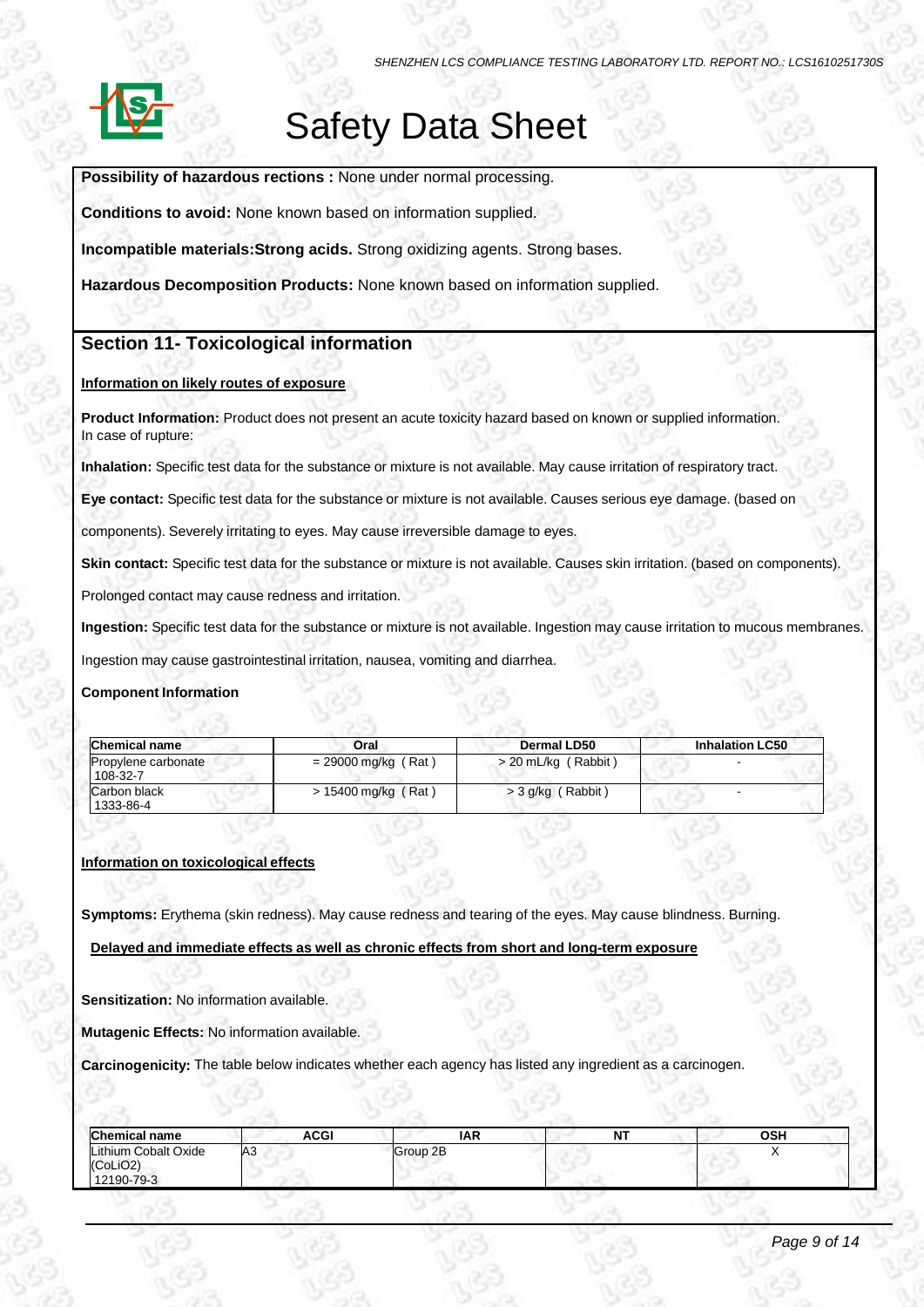**Possibility of hazardous rections :** None under normal processing.

**Conditions to avoid:** None known based on information supplied.

**Incompatible materials:Strong acids.** Strong oxidizing agents. Strong bases.

**Hazardous Decomposition Products:** None known based on information supplied.

## Section 11- Toxicological information

**Information on likely routes of exposure**

**Product Information:** Product does not present an acute toxicity hazard based on known or supplied information.
In case of rupture:

**Inhalation:** Specific test data for the substance or mixture is not available. May cause irritation of respiratory tract.

**Eye contact:** Specific test data for the substance or mixture is not available. Causes serious eye damage. (based on components). Severely irritating to eyes. May cause irreversible damage to eyes.

**Skin contact:** Specific test data for the substance or mixture is not available. Causes skin irritation. (based on components). Prolonged contact may cause redness and irritation.

**Ingestion:** Specific test data for the substance or mixture is not available. Ingestion may cause irritation to mucous membranes. Ingestion may cause gastrointestinal irritation, nausea, vomiting and diarrhea.

**Component Information**

| Chemical name | Oral | Dermal LD50 | Inhalation LC50 |
|---|---|---|---|
| Propylene carbonate 108-32-7 | = 29000 mg/kg ( Rat ) | > 20 mL/kg ( Rabbit ) | - |
| Carbon black 1333-86-4 | > 15400 mg/kg ( Rat ) | > 3 g/kg ( Rabbit ) | - |

**Information on toxicological effects**

**Symptoms:** Erythema (skin redness). May cause redness and tearing of the eyes. May cause blindness. Burning.

**Delayed and immediate effects as well as chronic effects from short and long-term exposure**

**Sensitization:** No information available.

**Mutagenic Effects:** No information available.

**Carcinogenicity:** The table below indicates whether each agency has listed any ingredient as a carcinogen.

| Chemical name | ACGI | IAR | NT | OSH |
|---|---|---|---|---|
| Lithium Cobalt Oxide ($CoLiO_2$) 12190-79-3 | A3 | Group 2B | | X |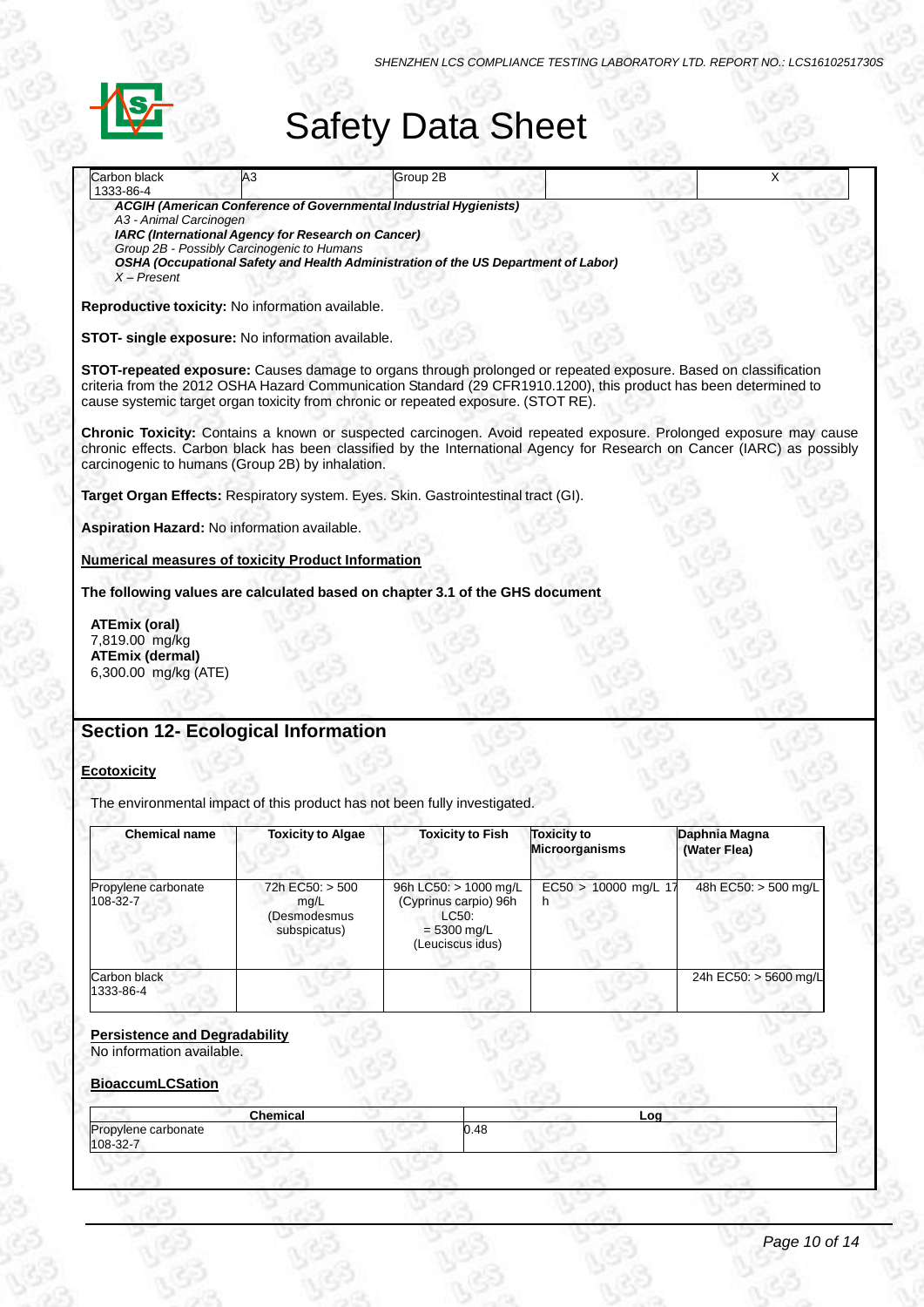# Safety Data Sheet

| Carbon black 1333-86-4 | A3 | Group 2B | | X |
|---|---|---|---|---|

***ACGIH (American Conference of Governmental Industrial Hygienists)***
*A3 - Animal Carcinogen*
***IARC (International Agency for Research on Cancer)***
*Group 2B - Possibly Carcinogenic to Humans*
***OSHA (Occupational Safety and Health Administration of the US Department of Labor)***
*X – Present*

**Reproductive toxicity:** No information available.

**STOT- single exposure:** No information available.

**STOT-repeated exposure:** Causes damage to organs through prolonged or repeated exposure. Based on classification criteria from the 2012 OSHA Hazard Communication Standard (29 CFR1910.1200), this product has been determined to cause systemic target organ toxicity from chronic or repeated exposure. (STOT RE).

**Chronic Toxicity:** Contains a known or suspected carcinogen. Avoid repeated exposure. Prolonged exposure may cause chronic effects. Carbon black has been classified by the International Agency for Research on Cancer (IARC) as possibly carcinogenic to humans (Group 2B) by inhalation.

**Target Organ Effects:** Respiratory system. Eyes. Skin. Gastrointestinal tract (GI).

**Aspiration Hazard:** No information available.

**Numerical measures of toxicity Product Information**

**The following values are calculated based on chapter 3.1 of the GHS document**

**ATEmix (oral)**
7,819.00 mg/kg
**ATEmix (dermal)**
6,300.00 mg/kg (ATE)

## Section 12- Ecological Information

**Ecotoxicity**

The environmental impact of this product has not been fully investigated.

| Chemical name | Toxicity to Algae | Toxicity to Fish | Toxicity to Microorganisms | Daphnia Magna (Water Flea) |
|---|---|---|---|---|
| Propylene carbonate 108-32-7 | 72h EC50: > 500 mg/L (Desmodesmus subspicatus) | 96h LC50: > 1000 mg/L (Cyprinus carpio) 96h LC50: = 5300 mg/L (Leuciscus idus) | EC50 > 10000 mg/L 17 h | 48h EC50: > 500 mg/L |
| Carbon black 1333-86-4 | | | | 24h EC50: > 5600 mg/L |

**Persistence and Degradability**
No information available.

**BioaccumLCSation**

| Chemical | Log |
|---|---|
| Propylene carbonate 108-32-7 | 0.48 |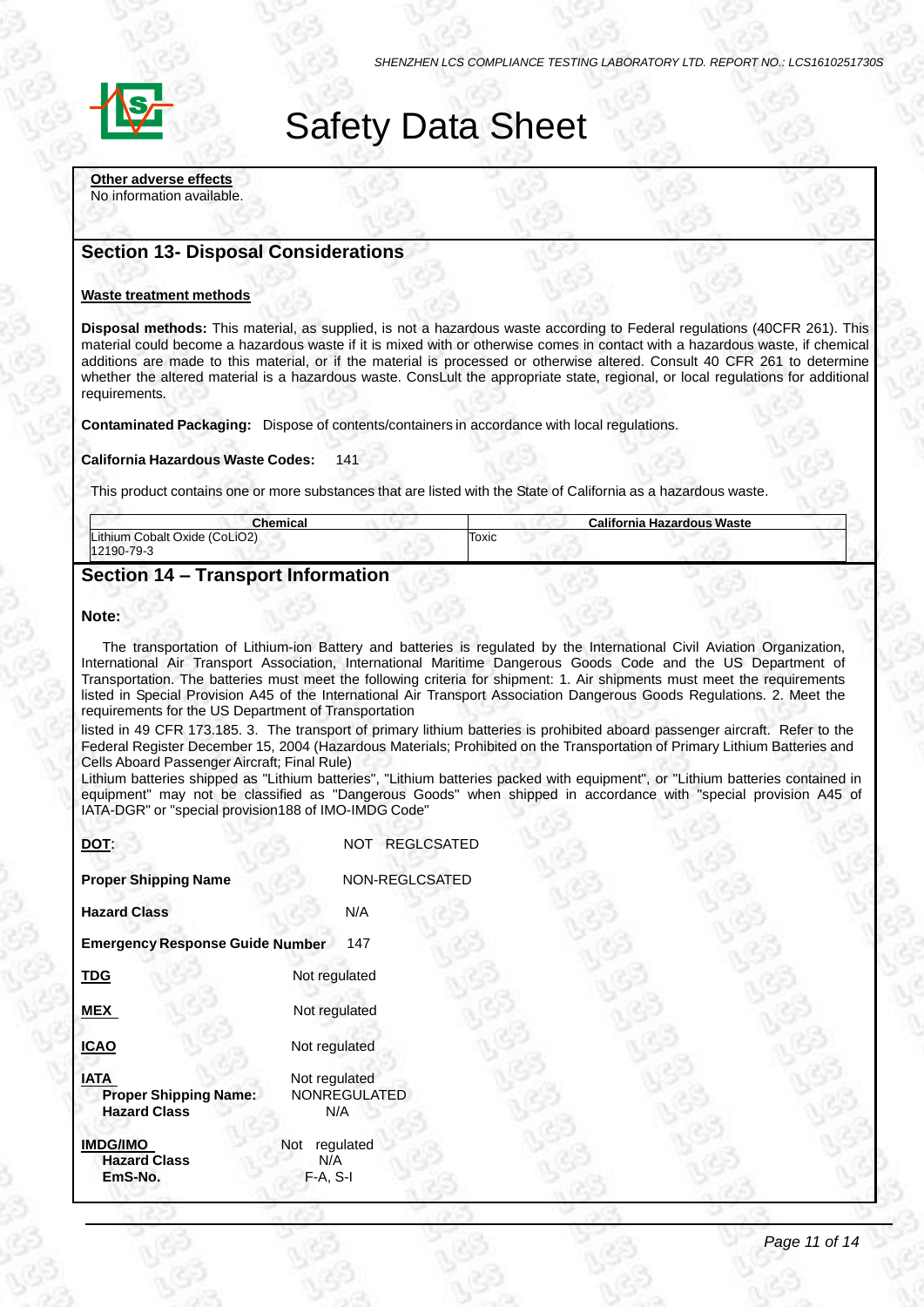**Other adverse effects**
No information available.

## Section 13- Disposal Considerations

**Waste treatment methods**

**Disposal methods:** This material, as supplied, is not a hazardous waste according to Federal regulations (40CFR 261). This material could become a hazardous waste if it is mixed with or otherwise comes in contact with a hazardous waste, if chemical additions are made to this material, or if the material is processed or otherwise altered. Consult 40 CFR 261 to determine whether the altered material is a hazardous waste. ConsLult the appropriate state, regional, or local regulations for additional requirements.

**Contaminated Packaging:** Dispose of contents/containers in accordance with local regulations.

**California Hazardous Waste Codes:** 141

This product contains one or more substances that are listed with the State of California as a hazardous waste.

| Chemical | California Hazardous Waste |
| --- | --- |
| Lithium Cobalt Oxide (CoLiO2) 12190-79-3 | Toxic |

## Section 14 – Transport Information

**Note:**

The transportation of Lithium-ion Battery and batteries is regulated by the International Civil Aviation Organization, International Air Transport Association, International Maritime Dangerous Goods Code and the US Department of Transportation. The batteries must meet the following criteria for shipment: 1. Air shipments must meet the requirements listed in Special Provision A45 of the International Air Transport Association Dangerous Goods Regulations. 2. Meet the requirements for the US Department of Transportation
listed in 49 CFR 173.185. 3. The transport of primary lithium batteries is prohibited aboard passenger aircraft. Refer to the Federal Register December 15, 2004 (Hazardous Materials; Prohibited on the Transportation of Primary Lithium Batteries and Cells Aboard Passenger Aircraft; Final Rule)
Lithium batteries shipped as "Lithium batteries", "Lithium batteries packed with equipment", or "Lithium batteries contained in equipment" may not be classified as "Dangerous Goods" when shipped in accordance with "special provision A45 of IATA-DGR" or "special provision188 of IMO-IMDG Code"

**DOT**: NOT REGLCSATED

**Proper Shipping Name** NON-REGLCSATED

**Hazard Class** N/A

**Emergency Response Guide Number** 147

**TDG** Not regulated

**MEX** Not regulated

**ICAO** Not regulated

**IATA** Not regulated
**Proper Shipping Name:** NONREGULATED
**Hazard Class** N/A

**IMDG/IMO** Not regulated
**Hazard Class** N/A
**EmS-No.** F-A, S-I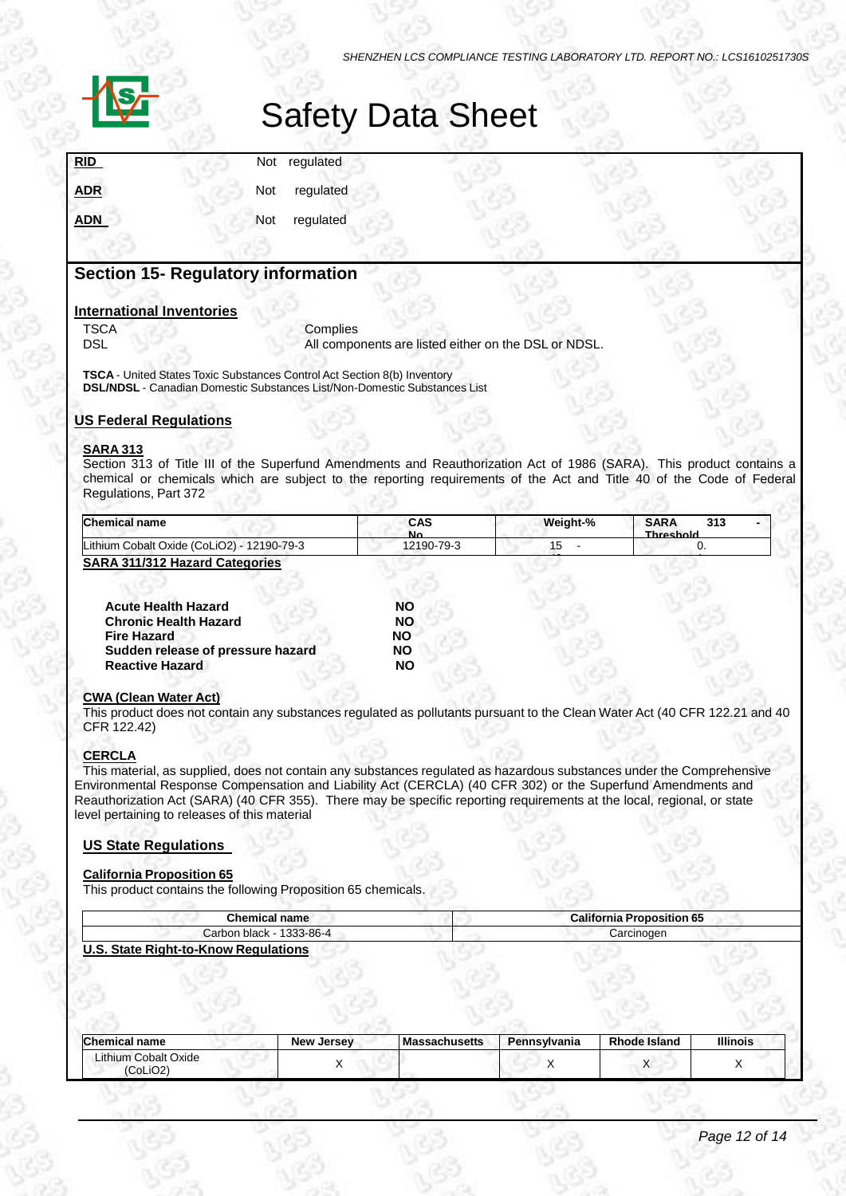# Safety Data Sheet

**RID** Not regulated

**ADR** Not regulated

**ADN** Not regulated

## Section 15- Regulatory information

### International Inventories

TSCA Complies

DSL All components are listed either on the DSL or NDSL.

**TSCA** - United States Toxic Substances Control Act Section 8(b) Inventory
**DSL/NDSL** - Canadian Domestic Substances List/Non-Domestic Substances List

### US Federal Regulations

#### SARA 313

Section 313 of Title III of the Superfund Amendments and Reauthorization Act of 1986 (SARA). This product contains a chemical or chemicals which are subject to the reporting requirements of the Act and Title 40 of the Code of Federal Regulations, Part 372

| Chemical name | CAS No | Weight-% | SARA 313 - Threshold |
|---|---|---|---|
| Lithium Cobalt Oxide ($CoLiO_2$) - 12190-79-3 | 12190-79-3 | 15 - | 0. |

#### SARA 311/312 Hazard Categories

| | |
|---|---|
| **Acute Health Hazard** | **NO** |
| **Chronic Health Hazard** | **NO** |
| **Fire Hazard** | **NO** |
| **Sudden release of pressure hazard** | **NO** |
| **Reactive Hazard** | **NO** |

#### CWA (Clean Water Act)

This product does not contain any substances regulated as pollutants pursuant to the Clean Water Act (40 CFR 122.21 and 40 CFR 122.42)

#### CERCLA

This material, as supplied, does not contain any substances regulated as hazardous substances under the Comprehensive Environmental Response Compensation and Liability Act (CERCLA) (40 CFR 302) or the Superfund Amendments and Reauthorization Act (SARA) (40 CFR 355). There may be specific reporting requirements at the local, regional, or state level pertaining to releases of this material

### US State Regulations

#### California Proposition 65

This product contains the following Proposition 65 chemicals.

| Chemical name | California Proposition 65 |
|---|---|
| Carbon black - 1333-86-4 | Carcinogen |

#### U.S. State Right-to-Know Regulations

| Chemical name | New Jersey | Massachusetts | Pennsylvania | Rhode Island | Illinois |
|---|---|---|---|---|---|
| Lithium Cobalt Oxide ($CoLiO_2$) | X | | X | X | X |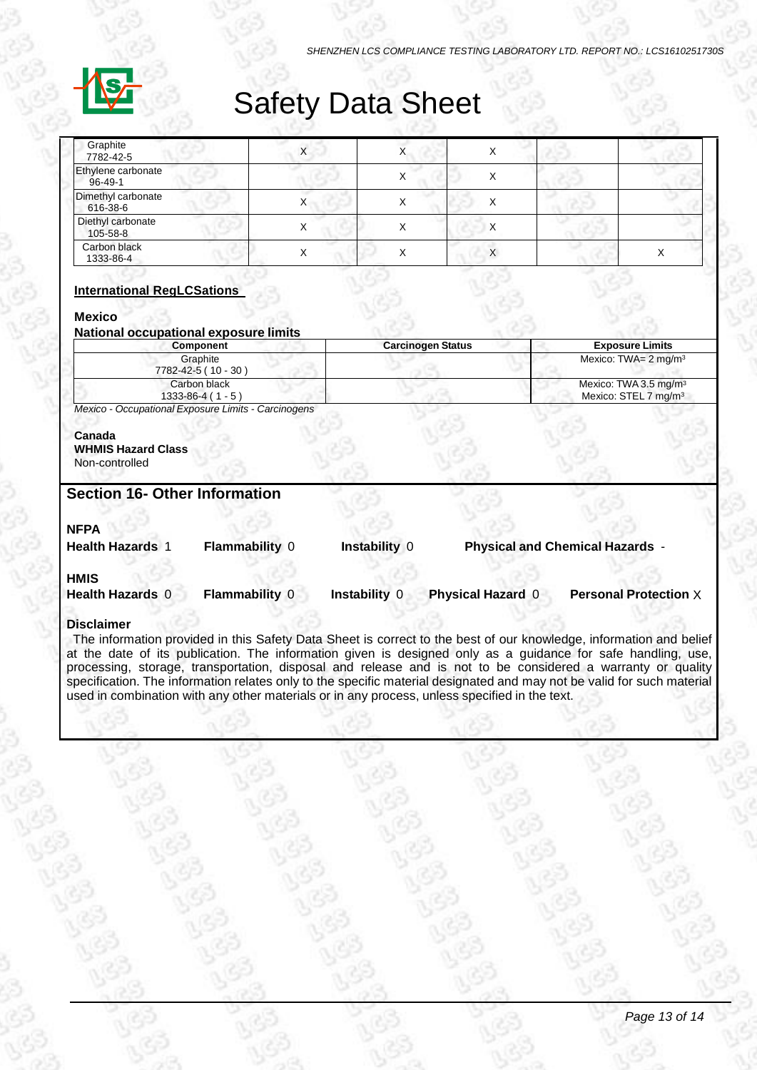| | | | | | |
|---|---|---|---|---|---|
| Graphite 7782-42-5 | X | X | X | | |
| Ethylene carbonate 96-49-1 | | X | X | | |
| Dimethyl carbonate 616-38-6 | X | X | X | | |
| Diethyl carbonate 105-58-8 | X | X | X | | |
| Carbon black 1333-86-4 | X | X | X | | X |

**International RegLCSations**

**Mexico**

**National occupational exposure limits**

| Component | Carcinogen Status | Exposure Limits |
|---|---|---|
| Graphite 7782-42-5 ( 10 - 30 ) | | Mexico: TWA= 2 mg/m³ |
| Carbon black 1333-86-4 ( 1 - 5 ) | | Mexico: TWA 3.5 mg/m³ Mexico: STEL 7 mg/m³ |

*Mexico - Occupational Exposure Limits - Carcinogens*

**Canada**

**WHMIS Hazard Class**

Non-controlled

## Section 16- Other Information

**NFPA**

**Health Hazards** 1 **Flammability** 0 **Instability** 0 **Physical and Chemical Hazards** -

**HMIS**

**Health Hazards** 0 **Flammability** 0 **Instability** 0 **Physical Hazard** 0 **Personal Protection** X

**Disclaimer**

The information provided in this Safety Data Sheet is correct to the best of our knowledge, information and belief at the date of its publication. The information given is designed only as a guidance for safe handling, use, processing, storage, transportation, disposal and release and is not to be considered a warranty or quality specification. The information relates only to the specific material designated and may not be valid for such material used in combination with any other materials or in any process, unless specified in the text.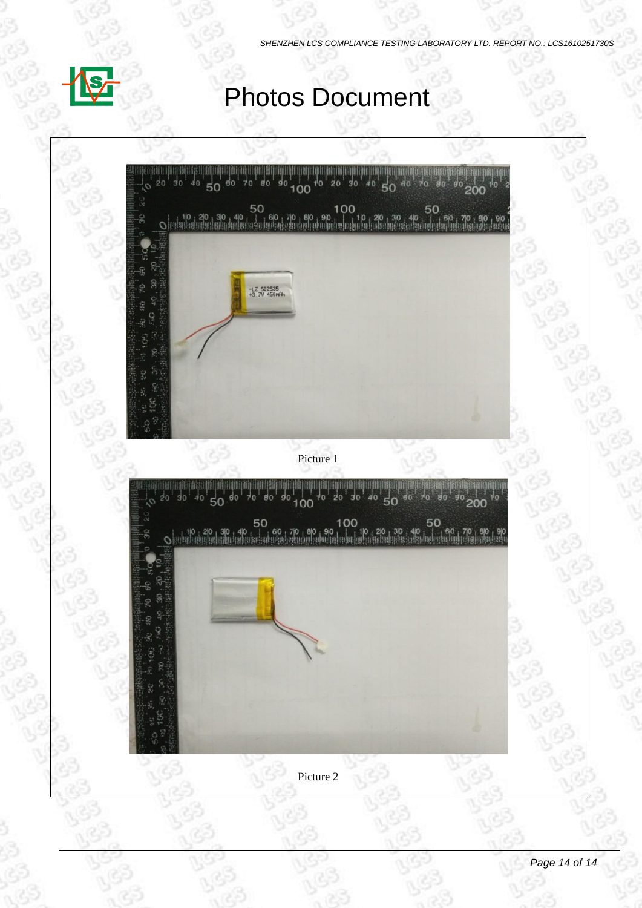# Photos Document

Picture 1

Picture 2